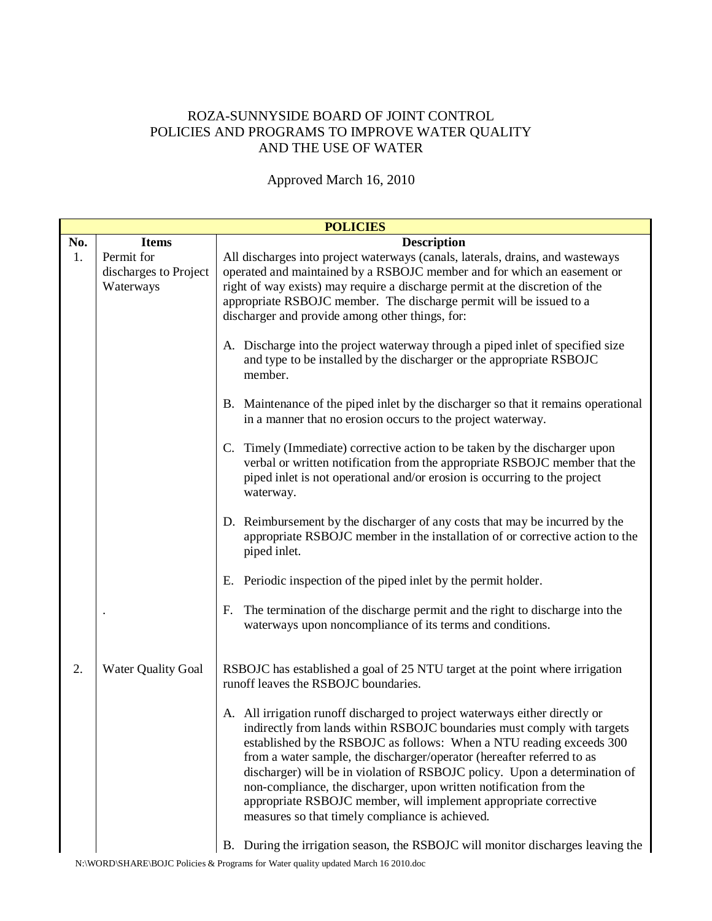# ROZA-SUNNYSIDE BOARD OF JOINT CONTROL
# POLICIES AND PROGRAMS TO IMPROVE WATER QUALITY AND THE USE OF WATER

Approved March 16, 2010

| POLICIES | | |
|---|---|---|
| **No.** | **Items** | **Description** |
| 1. | Permit for discharges to Project Waterways | All discharges into project waterways (canals, laterals, drains, and wasteways operated and maintained by a RSBOJC member and for which an easement or right of way exists) may require a discharge permit at the discretion of the appropriate RSBOJC member. The discharge permit will be issued to a discharger and provide among other things, for:<br><br>A. Discharge into the project waterway through a piped inlet of specified size and type to be installed by the discharger or the appropriate RSBOJC member.<br><br>B. Maintenance of the piped inlet by the discharger so that it remains operational in a manner that no erosion occurs to the project waterway.<br><br>C. Timely (Immediate) corrective action to be taken by the discharger upon verbal or written notification from the appropriate RSBOJC member that the piped inlet is not operational and/or erosion is occurring to the project waterway.<br><br>D. Reimbursement by the discharger of any costs that may be incurred by the appropriate RSBOJC member in the installation of or corrective action to the piped inlet.<br><br>E. Periodic inspection of the piped inlet by the permit holder.<br><br>F. The termination of the discharge permit and the right to discharge into the waterways upon noncompliance of its terms and conditions. |
| 2. | Water Quality Goal | RSBOJC has established a goal of 25 NTU target at the point where irrigation runoff leaves the RSBOJC boundaries.<br><br>A. All irrigation runoff discharged to project waterways either directly or indirectly from lands within RSBOJC boundaries must comply with targets established by the RSBOJC as follows: When a NTU reading exceeds 300 from a water sample, the discharger/operator (hereafter referred to as discharger) will be in violation of RSBOJC policy. Upon a determination of non-compliance, the discharger, upon written notification from the appropriate RSBOJC member, will implement appropriate corrective measures so that timely compliance is achieved.<br><br>B. During the irrigation season, the RSBOJC will monitor discharges leaving the |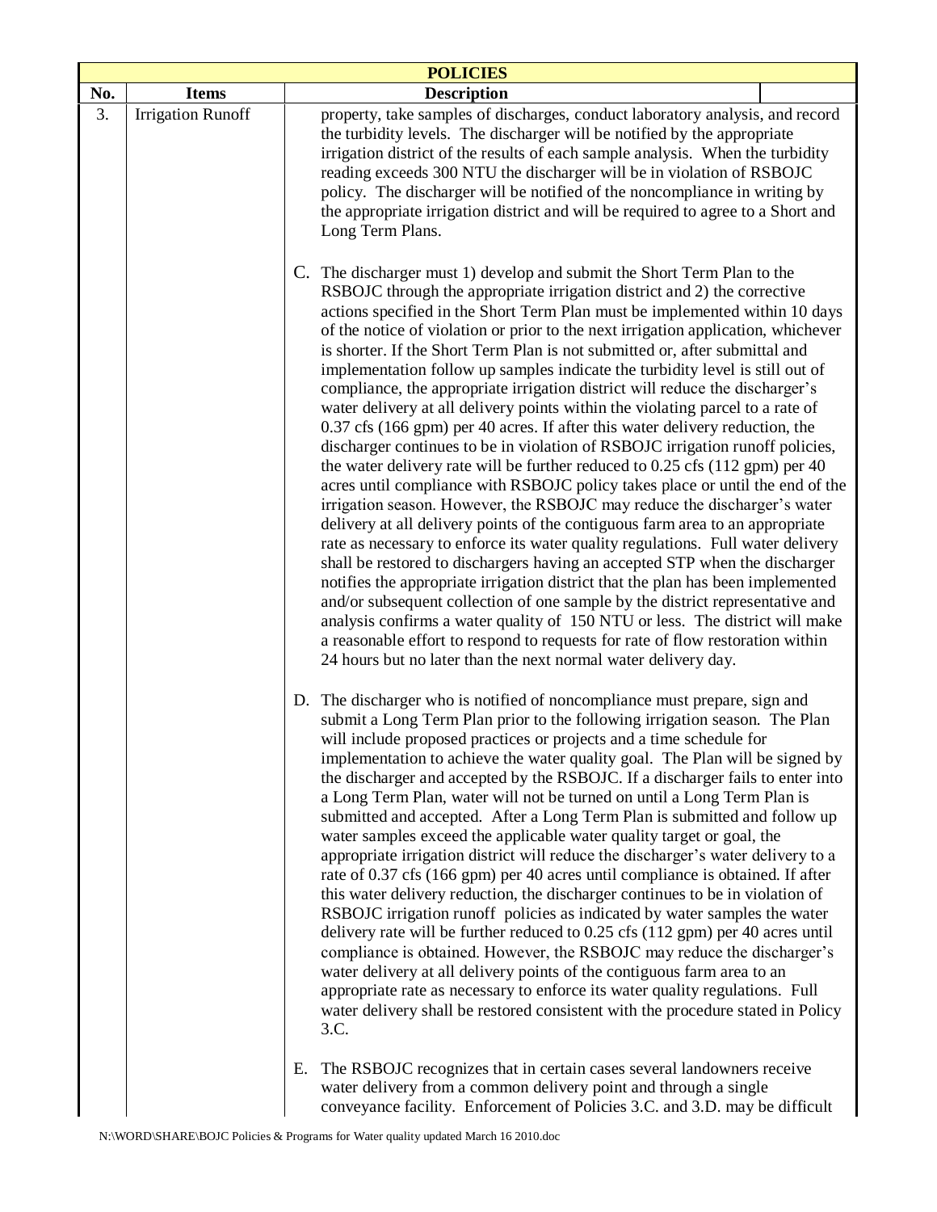| POLICIES | | |
|---|---|---|
| **No.** | **Items** | **Description** |
| 3. | Irrigation Runoff | property, take samples of discharges, conduct laboratory analysis, and record the turbidity levels. The discharger will be notified by the appropriate irrigation district of the results of each sample analysis. When the turbidity reading exceeds 300 NTU the discharger will be in violation of RSBOJC policy. The discharger will be notified of the noncompliance in writing by the appropriate irrigation district and will be required to agree to a Short and Long Term Plans. |
| | | C. The discharger must 1) develop and submit the Short Term Plan to the RSBOJC through the appropriate irrigation district and 2) the corrective actions specified in the Short Term Plan must be implemented within 10 days of the notice of violation or prior to the next irrigation application, whichever is shorter. If the Short Term Plan is not submitted or, after submittal and implementation follow up samples indicate the turbidity level is still out of compliance, the appropriate irrigation district will reduce the discharger's water delivery at all delivery points within the violating parcel to a rate of 0.37 cfs (166 gpm) per 40 acres. If after this water delivery reduction, the discharger continues to be in violation of RSBOJC irrigation runoff policies, the water delivery rate will be further reduced to 0.25 cfs (112 gpm) per 40 acres until compliance with RSBOJC policy takes place or until the end of the irrigation season. However, the RSBOJC may reduce the discharger's water delivery at all delivery points of the contiguous farm area to an appropriate rate as necessary to enforce its water quality regulations. Full water delivery shall be restored to dischargers having an accepted STP when the discharger notifies the appropriate irrigation district that the plan has been implemented and/or subsequent collection of one sample by the district representative and analysis confirms a water quality of 150 NTU or less. The district will make a reasonable effort to respond to requests for rate of flow restoration within 24 hours but no later than the next normal water delivery day. |
| | | D. The discharger who is notified of noncompliance must prepare, sign and submit a Long Term Plan prior to the following irrigation season. The Plan will include proposed practices or projects and a time schedule for implementation to achieve the water quality goal. The Plan will be signed by the discharger and accepted by the RSBOJC. If a discharger fails to enter into a Long Term Plan, water will not be turned on until a Long Term Plan is submitted and accepted. After a Long Term Plan is submitted and follow up water samples exceed the applicable water quality target or goal, the appropriate irrigation district will reduce the discharger's water delivery to a rate of 0.37 cfs (166 gpm) per 40 acres until compliance is obtained. If after this water delivery reduction, the discharger continues to be in violation of RSBOJC irrigation runoff policies as indicated by water samples the water delivery rate will be further reduced to 0.25 cfs (112 gpm) per 40 acres until compliance is obtained. However, the RSBOJC may reduce the discharger's water delivery at all delivery points of the contiguous farm area to an appropriate rate as necessary to enforce its water quality regulations. Full water delivery shall be restored consistent with the procedure stated in Policy 3.C. |
| | | E. The RSBOJC recognizes that in certain cases several landowners receive water delivery from a common delivery point and through a single conveyance facility. Enforcement of Policies 3.C. and 3.D. may be difficult |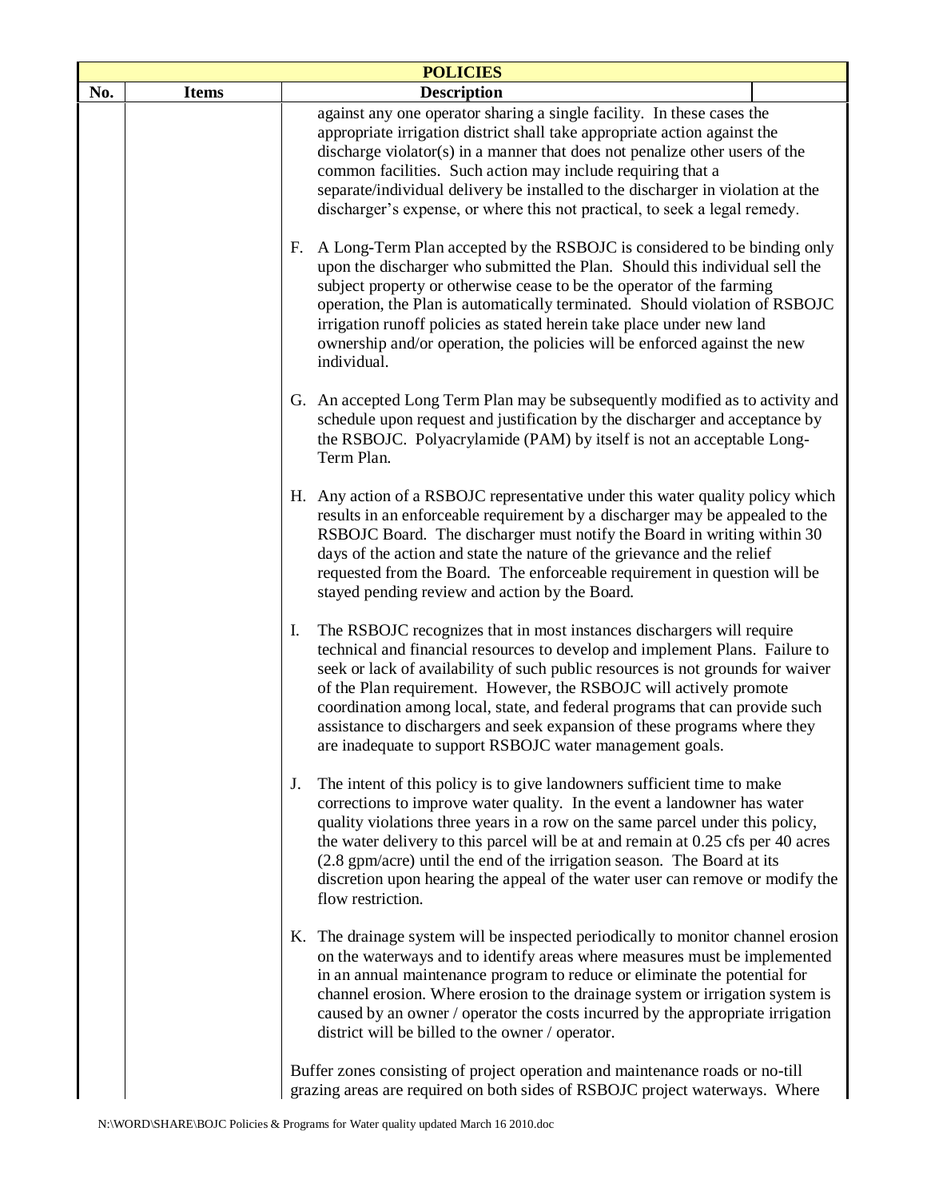| POLICIES | | |
|---|---|---|
| No. | Items | Description |
| | | against any one operator sharing a single facility. In these cases the appropriate irrigation district shall take appropriate action against the discharge violator(s) in a manner that does not penalize other users of the common facilities. Such action may include requiring that a separate/individual delivery be installed to the discharger in violation at the discharger's expense, or where this not practical, to seek a legal remedy.<br><br>F. A Long-Term Plan accepted by the RSBOJC is considered to be binding only upon the discharger who submitted the Plan. Should this individual sell the subject property or otherwise cease to be the operator of the farming operation, the Plan is automatically terminated. Should violation of RSBOJC irrigation runoff policies as stated herein take place under new land ownership and/or operation, the policies will be enforced against the new individual.<br><br>G. An accepted Long Term Plan may be subsequently modified as to activity and schedule upon request and justification by the discharger and acceptance by the RSBOJC. Polyacrylamide (PAM) by itself is not an acceptable Long-Term Plan.<br><br>H. Any action of a RSBOJC representative under this water quality policy which results in an enforceable requirement by a discharger may be appealed to the RSBOJC Board. The discharger must notify the Board in writing within 30 days of the action and state the nature of the grievance and the relief requested from the Board. The enforceable requirement in question will be stayed pending review and action by the Board.<br><br>I. The RSBOJC recognizes that in most instances dischargers will require technical and financial resources to develop and implement Plans. Failure to seek or lack of availability of such public resources is not grounds for waiver of the Plan requirement. However, the RSBOJC will actively promote coordination among local, state, and federal programs that can provide such assistance to dischargers and seek expansion of these programs where they are inadequate to support RSBOJC water management goals.<br><br>J. The intent of this policy is to give landowners sufficient time to make corrections to improve water quality. In the event a landowner has water quality violations three years in a row on the same parcel under this policy, the water delivery to this parcel will be at and remain at 0.25 cfs per 40 acres (2.8 gpm/acre) until the end of the irrigation season. The Board at its discretion upon hearing the appeal of the water user can remove or modify the flow restriction.<br><br>K. The drainage system will be inspected periodically to monitor channel erosion on the waterways and to identify areas where measures must be implemented in an annual maintenance program to reduce or eliminate the potential for channel erosion. Where erosion to the drainage system or irrigation system is caused by an owner / operator the costs incurred by the appropriate irrigation district will be billed to the owner / operator.<br><br>Buffer zones consisting of project operation and maintenance roads or no-till grazing areas are required on both sides of RSBOJC project waterways. Where |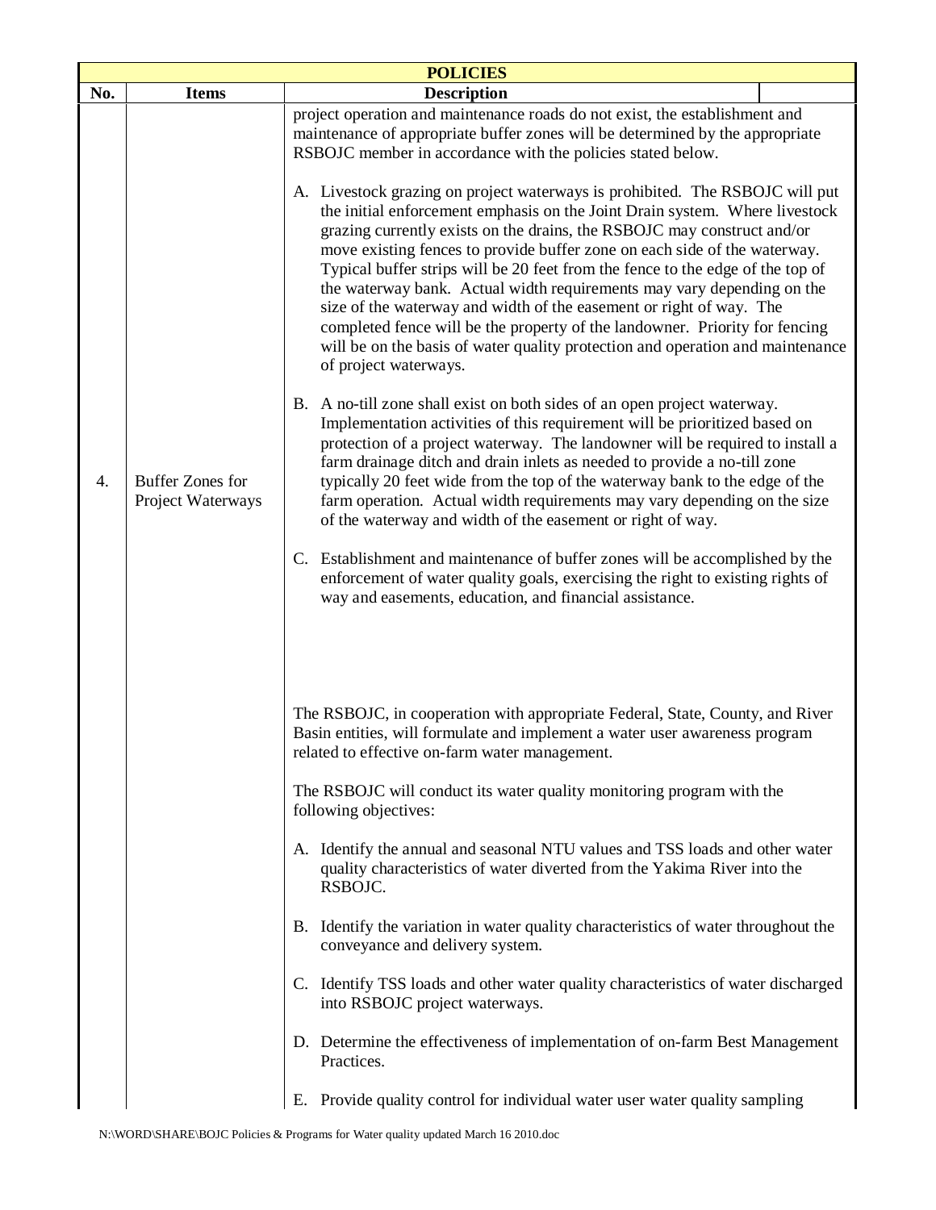| POLICIES | | |
|---|---|---|
| **No.** | **Items** | **Description** |
| 4. | Buffer Zones for Project Waterways | project operation and maintenance roads do not exist, the establishment and maintenance of appropriate buffer zones will be determined by the appropriate RSBOJC member in accordance with the policies stated below.<br><br>A. Livestock grazing on project waterways is prohibited. The RSBOJC will put the initial enforcement emphasis on the Joint Drain system. Where livestock grazing currently exists on the drains, the RSBOJC may construct and/or move existing fences to provide buffer zone on each side of the waterway. Typical buffer strips will be 20 feet from the fence to the edge of the top of the waterway bank. Actual width requirements may vary depending on the size of the waterway and width of the easement or right of way. The completed fence will be the property of the landowner. Priority for fencing will be on the basis of water quality protection and operation and maintenance of project waterways.<br><br>B. A no-till zone shall exist on both sides of an open project waterway. Implementation activities of this requirement will be prioritized based on protection of a project waterway. The landowner will be required to install a farm drainage ditch and drain inlets as needed to provide a no-till zone typically 20 feet wide from the top of the waterway bank to the edge of the farm operation. Actual width requirements may vary depending on the size of the waterway and width of the easement or right of way.<br><br>C. Establishment and maintenance of buffer zones will be accomplished by the enforcement of water quality goals, exercising the right to existing rights of way and easements, education, and financial assistance. |
| | | The RSBOJC, in cooperation with appropriate Federal, State, County, and River Basin entities, will formulate and implement a water user awareness program related to effective on-farm water management.<br><br>The RSBOJC will conduct its water quality monitoring program with the following objectives:<br><br>A. Identify the annual and seasonal NTU values and TSS loads and other water quality characteristics of water diverted from the Yakima River into the RSBOJC.<br><br>B. Identify the variation in water quality characteristics of water throughout the conveyance and delivery system.<br><br>C. Identify TSS loads and other water quality characteristics of water discharged into RSBOJC project waterways.<br><br>D. Determine the effectiveness of implementation of on-farm Best Management Practices.<br><br>E. Provide quality control for individual water user water quality sampling |

N:\WORD\SHARE\BOJC Policies & Programs for Water quality updated March 16 2010.doc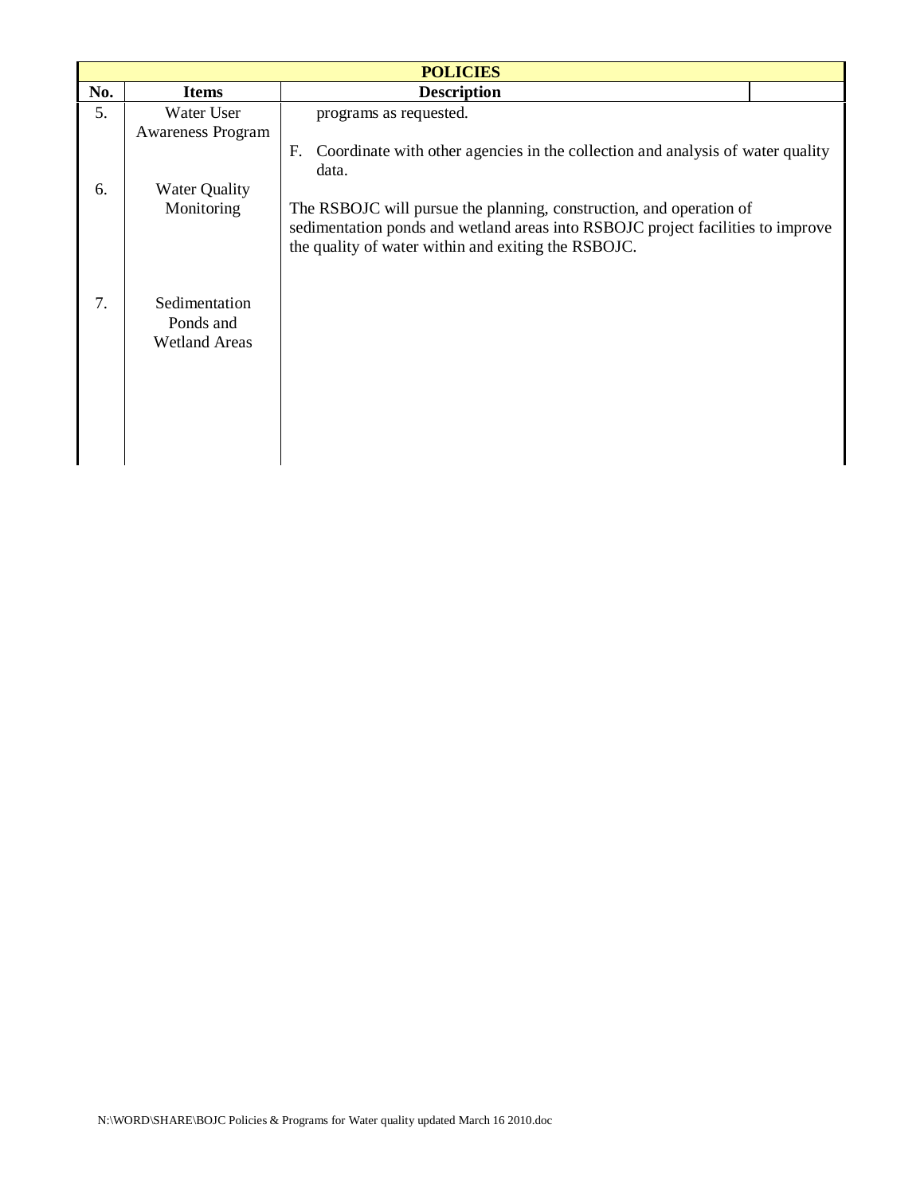| POLICIES | | |
| --- | --- | --- |
| **No.** | **Items** | **Description** |
| 5. | Water User Awareness Program | programs as requested.<br><br>F. Coordinate with other agencies in the collection and analysis of water quality data. |
| 6. | Water Quality Monitoring | The RSBOJC will pursue the planning, construction, and operation of sedimentation ponds and wetland areas into RSBOJC project facilities to improve the quality of water within and exiting the RSBOJC. |
| 7. | Sedimentation Ponds and Wetland Areas | |

N:\WORD\SHARE\BOJC Policies & Programs for Water quality updated March 16 2010.doc